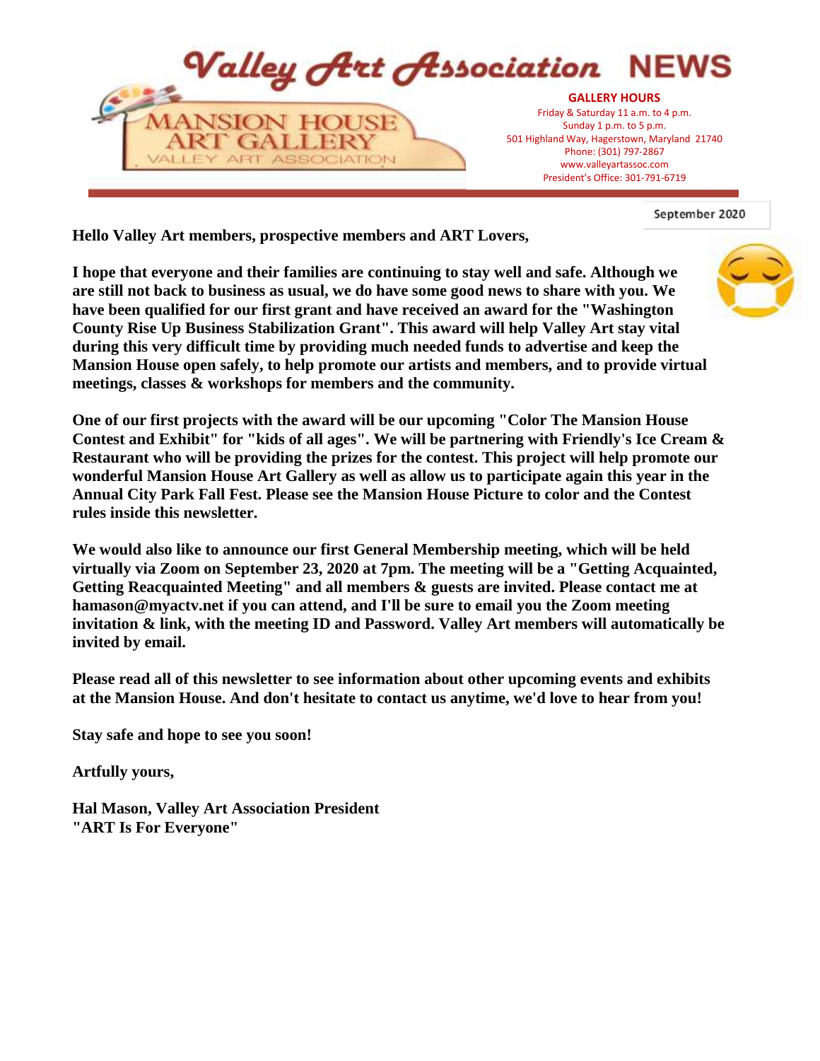# Valley Art Association NEWS

MANSION HOUSE ART GALLERY
VALLEY ART ASSOCIATION

**GALLERY HOURS**
Friday & Saturday 11 a.m. to 4 p.m.
Sunday 1 p.m. to 5 p.m.
501 Highland Way, Hagerstown, Maryland 21740
Phone: (301) 797-2867
www.valleyartassoc.com
President's Office: 301-791-6719

September 2020

**Hello Valley Art members, prospective members and ART Lovers,**

**I hope that everyone and their families are continuing to stay well and safe. Although we are still not back to business as usual, we do have some good news to share with you. We have been qualified for our first grant and have received an award for the "Washington County Rise Up Business Stabilization Grant". This award will help Valley Art stay vital during this very difficult time by providing much needed funds to advertise and keep the Mansion House open safely, to help promote our artists and members, and to provide virtual meetings, classes & workshops for members and the community.**

**One of our first projects with the award will be our upcoming "Color The Mansion House Contest and Exhibit" for "kids of all ages". We will be partnering with Friendly's Ice Cream & Restaurant who will be providing the prizes for the contest. This project will help promote our wonderful Mansion House Art Gallery as well as allow us to participate again this year in the Annual City Park Fall Fest. Please see the Mansion House Picture to color and the Contest rules inside this newsletter.**

**We would also like to announce our first General Membership meeting, which will be held virtually via Zoom on September 23, 2020 at 7pm. The meeting will be a "Getting Acquainted, Getting Reacquainted Meeting" and all members & guests are invited. Please contact me at hamason@myactv.net if you can attend, and I'll be sure to email you the Zoom meeting invitation & link, with the meeting ID and Password. Valley Art members will automatically be invited by email.**

**Please read all of this newsletter to see information about other upcoming events and exhibits at the Mansion House. And don't hesitate to contact us anytime, we'd love to hear from you!**

**Stay safe and hope to see you soon!**

**Artfully yours,**

**Hal Mason, Valley Art Association President**
**"ART Is For Everyone"**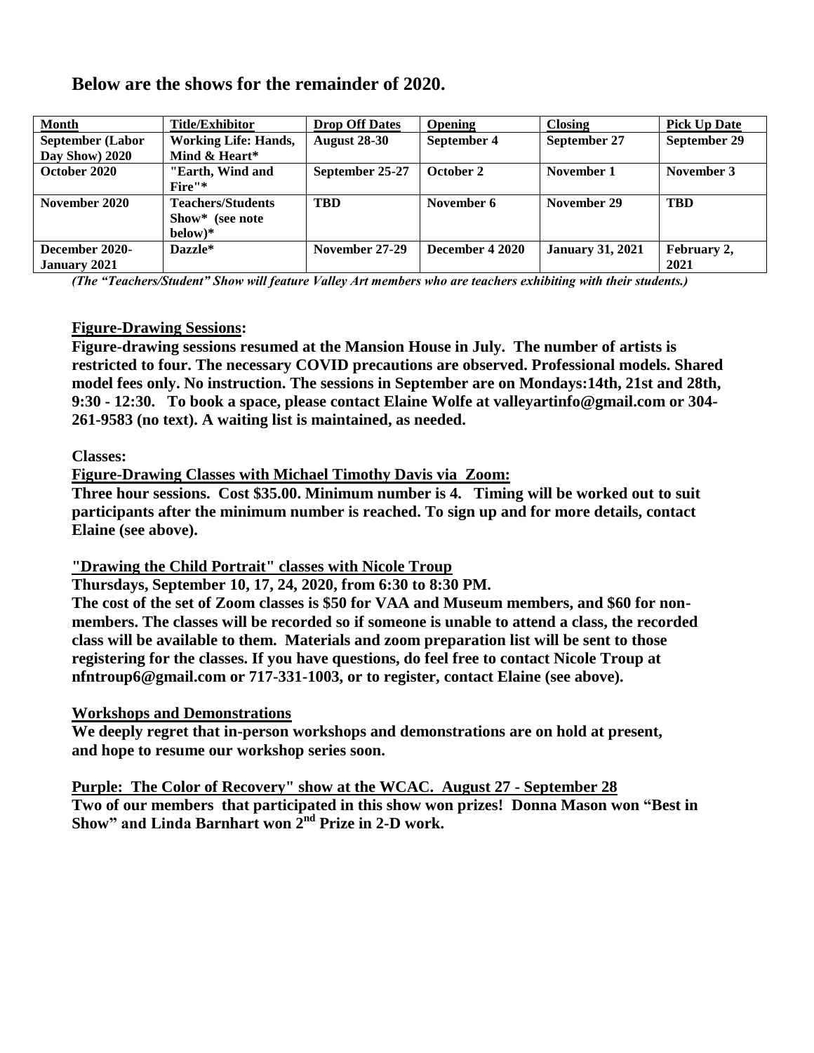## Below are the shows for the remainder of 2020.

| Month | Title/Exhibitor | Drop Off Dates | Opening | Closing | Pick Up Date |
|---|---|---|---|---|---|
| September (Labor Day Show) 2020 | Working Life: Hands, Mind & Heart* | August 28-30 | September 4 | September 27 | September 29 |
| October 2020 | "Earth, Wind and Fire"* | September 25-27 | October 2 | November 1 | November 3 |
| November 2020 | Teachers/Students Show* (see note below)* | TBD | November 6 | November 29 | TBD |
| December 2020-January 2021 | Dazzle* | November 27-29 | December 4 2020 | January 31, 2021 | February 2, 2021 |

*(The "Teachers/Student" Show will feature Valley Art members who are teachers exhibiting with their students.)*

**Figure-Drawing Sessions:**

**Figure-drawing sessions resumed at the Mansion House in July. The number of artists is restricted to four. The necessary COVID precautions are observed. Professional models. Shared model fees only. No instruction. The sessions in September are on Mondays:14th, 21st and 28th, 9:30 - 12:30. To book a space, please contact Elaine Wolfe at valleyartinfo@gmail.com or 304-261-9583 (no text). A waiting list is maintained, as needed.**

**Classes:**

**Figure-Drawing Classes with Michael Timothy Davis via Zoom:**

**Three hour sessions. Cost $35.00. Minimum number is 4. Timing will be worked out to suit participants after the minimum number is reached. To sign up and for more details, contact Elaine (see above).**

**"Drawing the Child Portrait" classes with Nicole Troup**

**Thursdays, September 10, 17, 24, 2020, from 6:30 to 8:30 PM.**

**The cost of the set of Zoom classes is $50 for VAA and Museum members, and $60 for non-members. The classes will be recorded so if someone is unable to attend a class, the recorded class will be available to them. Materials and zoom preparation list will be sent to those registering for the classes. If you have questions, do feel free to contact Nicole Troup at nfntroup6@gmail.com or 717-331-1003, or to register, contact Elaine (see above).**

**Workshops and Demonstrations**

**We deeply regret that in-person workshops and demonstrations are on hold at present, and hope to resume our workshop series soon.**

**Purple: The Color of Recovery" show at the WCAC. August 27 - September 28**

**Two of our members that participated in this show won prizes! Donna Mason won "Best in Show" and Linda Barnhart won 2nd Prize in 2-D work.**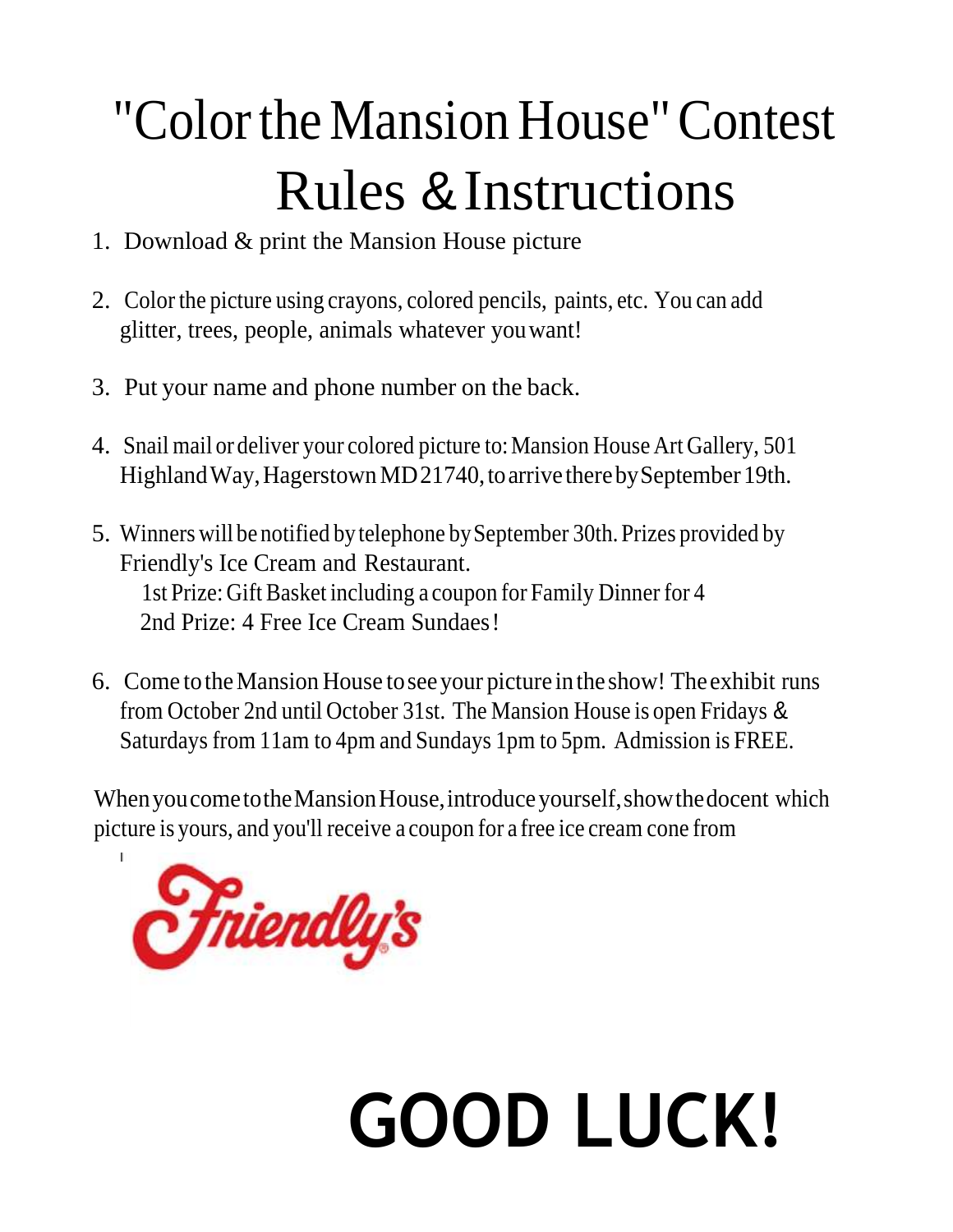# "Color the Mansion House" Contest Rules & Instructions

1. Download & print the Mansion House picture

2. Color the picture using crayons, colored pencils, paints, etc. You can add glitter, trees, people, animals whatever you want!

3. Put your name and phone number on the back.

4. Snail mail or deliver your colored picture to: Mansion House Art Gallery, 501 Highland Way, Hagerstown MD 21740, to arrive there by September 19th.

5. Winners will be notified by telephone by September 30th. Prizes provided by Friendly's Ice Cream and Restaurant.
   1st Prize: Gift Basket including a coupon for Family Dinner for 4
   2nd Prize: 4 Free Ice Cream Sundaes!

6. Come to the Mansion House to see your picture in the show! The exhibit runs from October 2nd until October 31st. The Mansion House is open Fridays & Saturdays from 11am to 4pm and Sundays 1pm to 5pm. Admission is FREE.

When you come to the Mansion House, introduce yourself, show the docent which picture is yours, and you'll receive a coupon for a free ice cream cone from

Friendly's

# GOOD LUCK!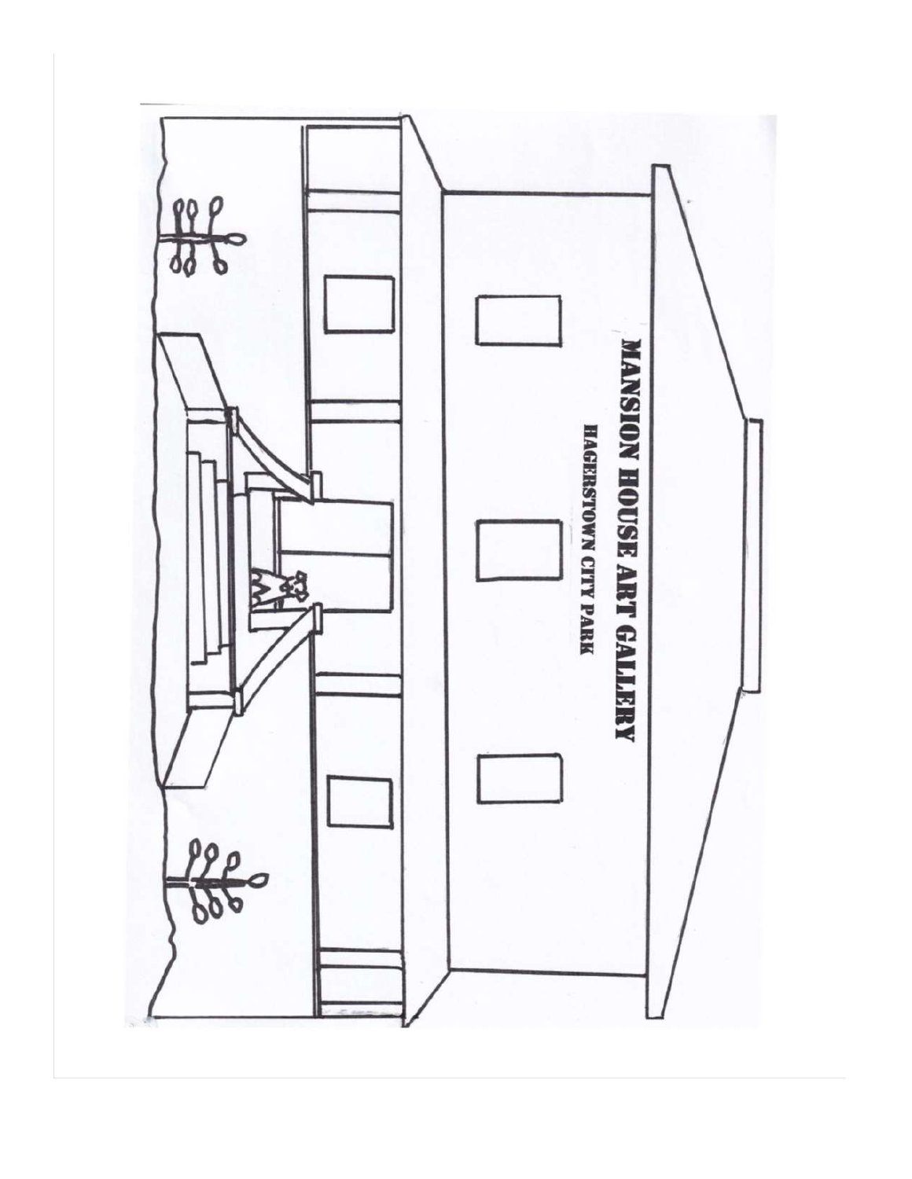MANSION HOUSE ART GALLERY

HAGERSTOWN CITY PARK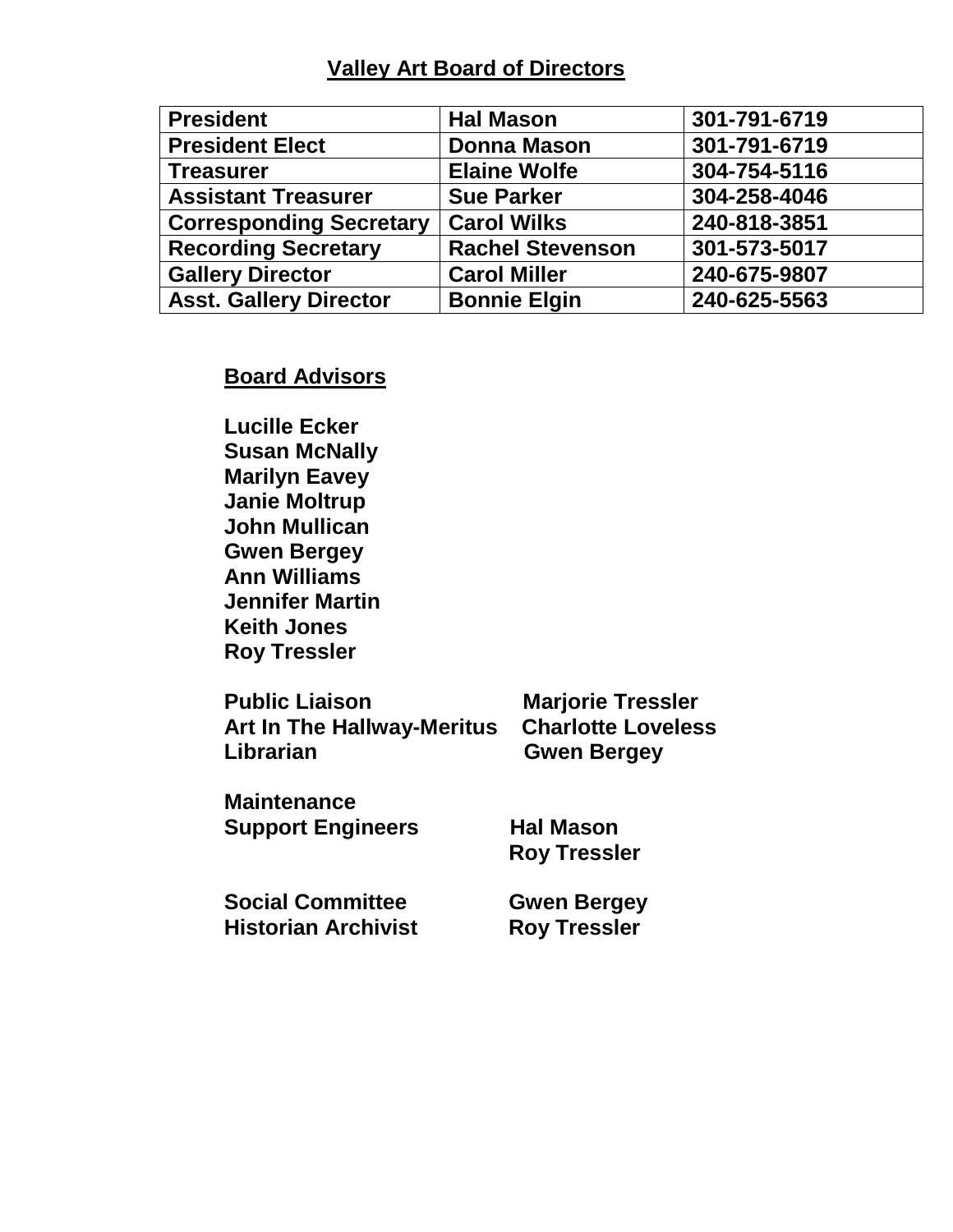## Valley Art Board of Directors

| | | |
|---|---|---|
| **President** | **Hal Mason** | **301-791-6719** |
| **President Elect** | **Donna Mason** | **301-791-6719** |
| **Treasurer** | **Elaine Wolfe** | **304-754-5116** |
| **Assistant Treasurer** | **Sue Parker** | **304-258-4046** |
| **Corresponding Secretary** | **Carol Wilks** | **240-818-3851** |
| **Recording Secretary** | **Rachel Stevenson** | **301-573-5017** |
| **Gallery Director** | **Carol Miller** | **240-675-9807** |
| **Asst. Gallery Director** | **Bonnie Elgin** | **240-625-5563** |

### Board Advisors

**Lucille Ecker**
**Susan McNally**
**Marilyn Eavey**
**Janie Moltrup**
**John Mullican**
**Gwen Bergey**
**Ann Williams**
**Jennifer Martin**
**Keith Jones**
**Roy Tressler**

**Public Liaison** — **Marjorie Tressler**
**Art In The Hallway-Meritus** — **Charlotte Loveless**
**Librarian** — **Gwen Bergey**

**Maintenance**
**Support Engineers** — **Hal Mason**, **Roy Tressler**

**Social Committee** — **Gwen Bergey**
**Historian Archivist** — **Roy Tressler**